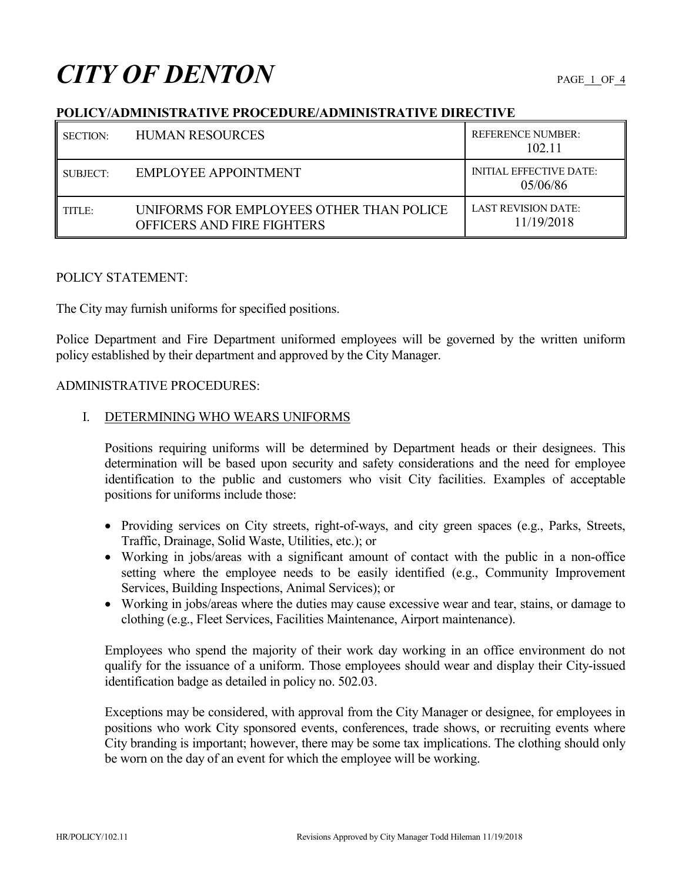# CITY OF DENTON

**POLICY/ADMINISTRATIVE PROCEDURE/ADMINISTRATIVE DIRECTIVE**

| SECTION: | HUMAN RESOURCES | REFERENCE NUMBER: 102.11 |
|---|---|---|
| SUBJECT: | EMPLOYEE APPOINTMENT | INITIAL EFFECTIVE DATE: 05/06/86 |
| TITLE: | UNIFORMS FOR EMPLOYEES OTHER THAN POLICE OFFICERS AND FIRE FIGHTERS | LAST REVISION DATE: 11/19/2018 |

POLICY STATEMENT:

The City may furnish uniforms for specified positions.

Police Department and Fire Department uniformed employees will be governed by the written uniform policy established by their department and approved by the City Manager.

ADMINISTRATIVE PROCEDURES:

I. DETERMINING WHO WEARS UNIFORMS

Positions requiring uniforms will be determined by Department heads or their designees. This determination will be based upon security and safety considerations and the need for employee identification to the public and customers who visit City facilities. Examples of acceptable positions for uniforms include those:

- Providing services on City streets, right-of-ways, and city green spaces (e.g., Parks, Streets, Traffic, Drainage, Solid Waste, Utilities, etc.); or
- Working in jobs/areas with a significant amount of contact with the public in a non-office setting where the employee needs to be easily identified (e.g., Community Improvement Services, Building Inspections, Animal Services); or
- Working in jobs/areas where the duties may cause excessive wear and tear, stains, or damage to clothing (e.g., Fleet Services, Facilities Maintenance, Airport maintenance).

Employees who spend the majority of their work day working in an office environment do not qualify for the issuance of a uniform. Those employees should wear and display their City-issued identification badge as detailed in policy no. 502.03.

Exceptions may be considered, with approval from the City Manager or designee, for employees in positions who work City sponsored events, conferences, trade shows, or recruiting events where City branding is important; however, there may be some tax implications. The clothing should only be worn on the day of an event for which the employee will be working.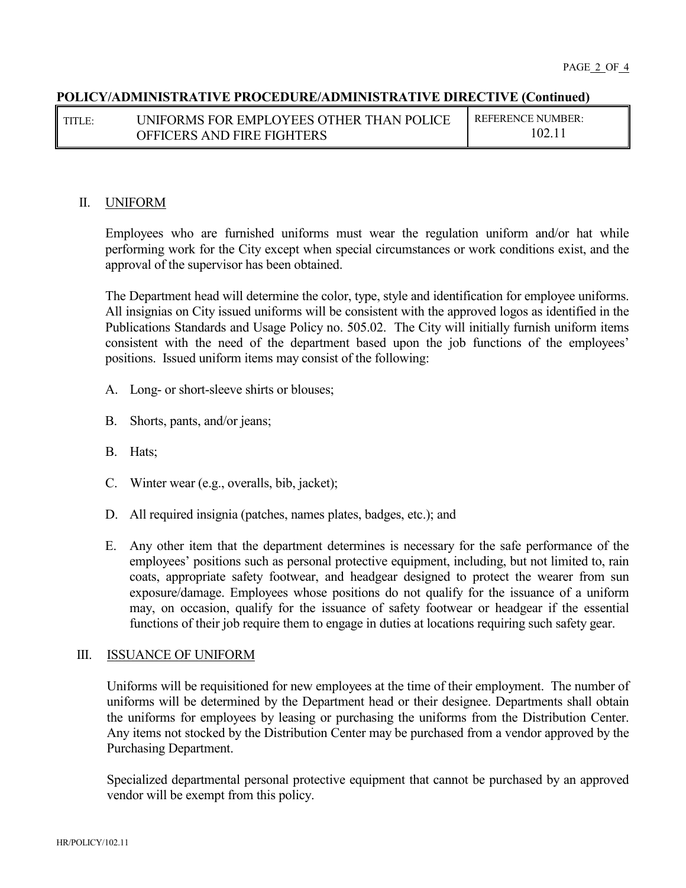**POLICY/ADMINISTRATIVE PROCEDURE/ADMINISTRATIVE DIRECTIVE (Continued)**

| TITLE: | UNIFORMS FOR EMPLOYEES OTHER THAN POLICE OFFICERS AND FIRE FIGHTERS | REFERENCE NUMBER: 102.11 |
|---|---|---|

## II. UNIFORM

Employees who are furnished uniforms must wear the regulation uniform and/or hat while performing work for the City except when special circumstances or work conditions exist, and the approval of the supervisor has been obtained.

The Department head will determine the color, type, style and identification for employee uniforms. All insignias on City issued uniforms will be consistent with the approved logos as identified in the Publications Standards and Usage Policy no. 505.02. The City will initially furnish uniform items consistent with the need of the department based upon the job functions of the employees' positions. Issued uniform items may consist of the following:

A. Long- or short-sleeve shirts or blouses;

B. Shorts, pants, and/or jeans;

B. Hats;

C. Winter wear (e.g., overalls, bib, jacket);

D. All required insignia (patches, names plates, badges, etc.); and

E. Any other item that the department determines is necessary for the safe performance of the employees' positions such as personal protective equipment, including, but not limited to, rain coats, appropriate safety footwear, and headgear designed to protect the wearer from sun exposure/damage. Employees whose positions do not qualify for the issuance of a uniform may, on occasion, qualify for the issuance of safety footwear or headgear if the essential functions of their job require them to engage in duties at locations requiring such safety gear.

## III. ISSUANCE OF UNIFORM

Uniforms will be requisitioned for new employees at the time of their employment. The number of uniforms will be determined by the Department head or their designee. Departments shall obtain the uniforms for employees by leasing or purchasing the uniforms from the Distribution Center. Any items not stocked by the Distribution Center may be purchased from a vendor approved by the Purchasing Department.

Specialized departmental personal protective equipment that cannot be purchased by an approved vendor will be exempt from this policy.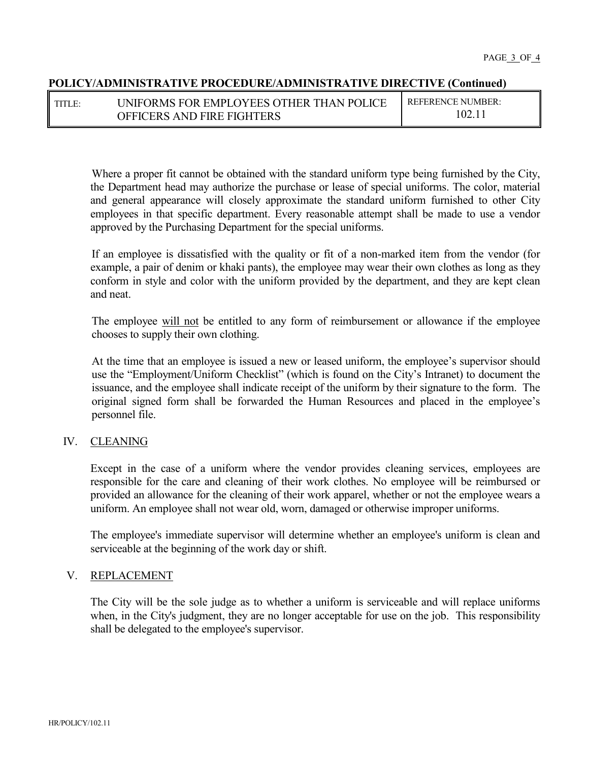Where a proper fit cannot be obtained with the standard uniform type being furnished by the City, the Department head may authorize the purchase or lease of special uniforms. The color, material and general appearance will closely approximate the standard uniform furnished to other City employees in that specific department. Every reasonable attempt shall be made to use a vendor approved by the Purchasing Department for the special uniforms.

If an employee is dissatisfied with the quality or fit of a non-marked item from the vendor (for example, a pair of denim or khaki pants), the employee may wear their own clothes as long as they conform in style and color with the uniform provided by the department, and they are kept clean and neat.

The employee <u>will not</u> be entitled to any form of reimbursement or allowance if the employee chooses to supply their own clothing.

At the time that an employee is issued a new or leased uniform, the employee's supervisor should use the "Employment/Uniform Checklist" (which is found on the City's Intranet) to document the issuance, and the employee shall indicate receipt of the uniform by their signature to the form. The original signed form shall be forwarded the Human Resources and placed in the employee's personnel file.

## IV. CLEANING

Except in the case of a uniform where the vendor provides cleaning services, employees are responsible for the care and cleaning of their work clothes. No employee will be reimbursed or provided an allowance for the cleaning of their work apparel, whether or not the employee wears a uniform. An employee shall not wear old, worn, damaged or otherwise improper uniforms.

The employee's immediate supervisor will determine whether an employee's uniform is clean and serviceable at the beginning of the work day or shift.

## V. REPLACEMENT

The City will be the sole judge as to whether a uniform is serviceable and will replace uniforms when, in the City's judgment, they are no longer acceptable for use on the job. This responsibility shall be delegated to the employee's supervisor.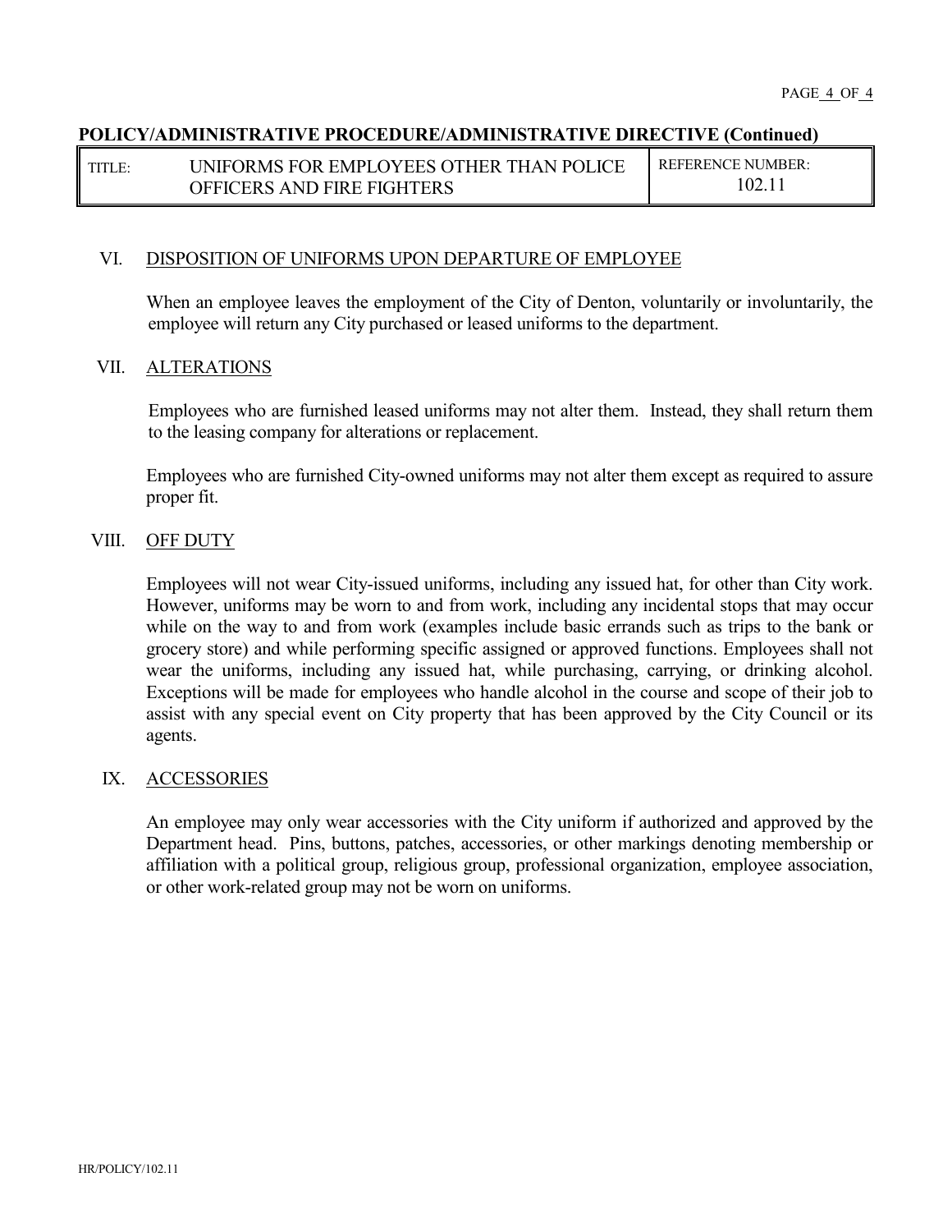**POLICY/ADMINISTRATIVE PROCEDURE/ADMINISTRATIVE DIRECTIVE (Continued)**

| | | |
|---|---|---|
| TITLE: | UNIFORMS FOR EMPLOYEES OTHER THAN POLICE OFFICERS AND FIRE FIGHTERS | REFERENCE NUMBER: 102.11 |

## VI. DISPOSITION OF UNIFORMS UPON DEPARTURE OF EMPLOYEE

When an employee leaves the employment of the City of Denton, voluntarily or involuntarily, the employee will return any City purchased or leased uniforms to the department.

## VII. ALTERATIONS

Employees who are furnished leased uniforms may not alter them. Instead, they shall return them to the leasing company for alterations or replacement.

Employees who are furnished City-owned uniforms may not alter them except as required to assure proper fit.

## VIII. OFF DUTY

Employees will not wear City-issued uniforms, including any issued hat, for other than City work. However, uniforms may be worn to and from work, including any incidental stops that may occur while on the way to and from work (examples include basic errands such as trips to the bank or grocery store) and while performing specific assigned or approved functions. Employees shall not wear the uniforms, including any issued hat, while purchasing, carrying, or drinking alcohol. Exceptions will be made for employees who handle alcohol in the course and scope of their job to assist with any special event on City property that has been approved by the City Council or its agents.

## IX. ACCESSORIES

An employee may only wear accessories with the City uniform if authorized and approved by the Department head. Pins, buttons, patches, accessories, or other markings denoting membership or affiliation with a political group, religious group, professional organization, employee association, or other work-related group may not be worn on uniforms.